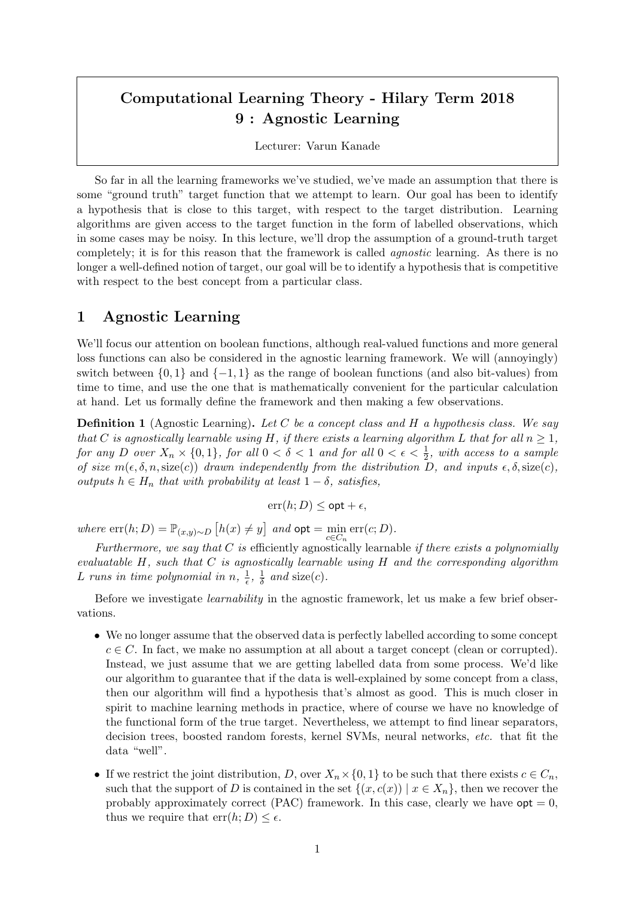# Computational Learning Theory - Hilary Term 2018
# 9 : Agnostic Learning

Lecturer: Varun Kanade

So far in all the learning frameworks we've studied, we've made an assumption that there is some "ground truth" target function that we attempt to learn. Our goal has been to identify a hypothesis that is close to this target, with respect to the target distribution. Learning algorithms are given access to the target function in the form of labelled observations, which in some cases may be noisy. In this lecture, we'll drop the assumption of a ground-truth target completely; it is for this reason that the framework is called *agnostic* learning. As there is no longer a well-defined notion of target, our goal will be to identify a hypothesis that is competitive with respect to the best concept from a particular class.

## 1 Agnostic Learning

We'll focus our attention on boolean functions, although real-valued functions and more general loss functions can also be considered in the agnostic learning framework. We will (annoyingly) switch between $\{0, 1\}$ and $\{-1, 1\}$ as the range of boolean functions (and also bit-values) from time to time, and use the one that is mathematically convenient for the particular calculation at hand. Let us formally define the framework and then making a few observations.

**Definition 1** (Agnostic Learning)**.** *Let $C$ be a concept class and $H$ a hypothesis class. We say that $C$ is agnostically learnable using $H$, if there exists a learning algorithm $L$ that for all $n \geq 1$, for any $D$ over $X_n \times \{0, 1\}$, for all $0 < \delta < 1$ and for all $0 < \epsilon < \frac{1}{2}$, with access to a sample of size $m(\epsilon, \delta, n, \text{size}(c))$ drawn independently from the distribution $D$, and inputs $\epsilon, \delta, \text{size}(c)$, outputs $h \in H_n$ that with probability at least $1 - \delta$, satisfies,*

$$\text{err}(h; D) \leq \mathsf{opt} + \epsilon,$$

*where $\text{err}(h; D) = \mathbb{P}_{(x,y)\sim D}\left[h(x) \neq y\right]$ and $\mathsf{opt} = \min_{c \in C_n} \text{err}(c; D)$.*

*Furthermore, we say that $C$ is* efficiently agnostically learnable *if there exists a polynomially evaluatable $H$, such that $C$ is agnostically learnable using $H$ and the corresponding algorithm $L$ runs in time polynomial in $n$, $\frac{1}{\epsilon}$, $\frac{1}{\delta}$ and $\text{size}(c)$.*

Before we investigate *learnability* in the agnostic framework, let us make a few brief observations.

- We no longer assume that the observed data is perfectly labelled according to some concept $c \in C$. In fact, we make no assumption at all about a target concept (clean or corrupted). Instead, we just assume that we are getting labelled data from some process. We'd like our algorithm to guarantee that if the data is well-explained by some concept from a class, then our algorithm will find a hypothesis that's almost as good. This is much closer in spirit to machine learning methods in practice, where of course we have no knowledge of the functional form of the true target. Nevertheless, we attempt to find linear separators, decision trees, boosted random forests, kernel SVMs, neural networks, *etc.* that fit the data "well".

- If we restrict the joint distribution, $D$, over $X_n \times \{0, 1\}$ to be such that there exists $c \in C_n$, such that the support of $D$ is contained in the set $\{(x, c(x)) \mid x \in X_n\}$, then we recover the probably approximately correct (PAC) framework. In this case, clearly we have $\mathsf{opt} = 0$, thus we require that $\text{err}(h; D) \leq \epsilon$.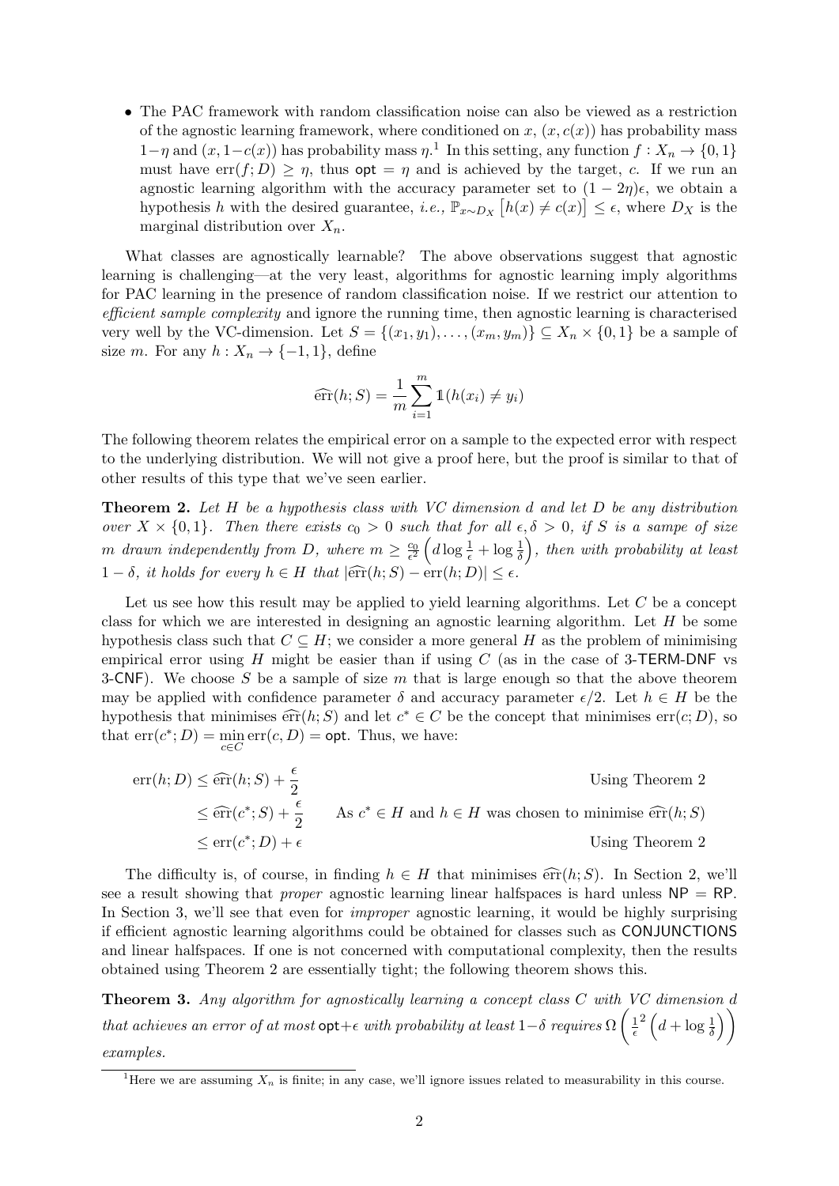- The PAC framework with random classification noise can also be viewed as a restriction of the agnostic learning framework, where conditioned on $x$, $(x, c(x))$ has probability mass $1-\eta$ and $(x, 1-c(x))$ has probability mass $\eta$.[1] In this setting, any function $f : X_n \to \{0, 1\}$ must have $\mathrm{err}(f; D) \geq \eta$, thus $\mathsf{opt} = \eta$ and is achieved by the target, $c$. If we run an agnostic learning algorithm with the accuracy parameter set to $(1 - 2\eta)\epsilon$, we obtain a hypothesis $h$ with the desired guarantee, *i.e.*, $\mathbb{P}_{x \sim D_X}\left[h(x) \neq c(x)\right] \leq \epsilon$, where $D_X$ is the marginal distribution over $X_n$.

What classes are agnostically learnable? The above observations suggest that agnostic learning is challenging—at the very least, algorithms for agnostic learning imply algorithms for PAC learning in the presence of random classification noise. If we restrict our attention to *efficient sample complexity* and ignore the running time, then agnostic learning is characterised very well by the VC-dimension. Let $S = \{(x_1, y_1), \ldots, (x_m, y_m)\} \subseteq X_n \times \{0, 1\}$ be a sample of size $m$. For any $h : X_n \to \{-1, 1\}$, define

$$\widehat{\mathrm{err}}(h; S) = \frac{1}{m} \sum_{i=1}^{m} \mathbb{1}(h(x_i) \neq y_i)$$

The following theorem relates the empirical error on a sample to the expected error with respect to the underlying distribution. We will not give a proof here, but the proof is similar to that of other results of this type that we've seen earlier.

**Theorem 2.** *Let $H$ be a hypothesis class with VC dimension $d$ and let $D$ be any distribution over $X \times \{0, 1\}$. Then there exists $c_0 > 0$ such that for all $\epsilon, \delta > 0$, if $S$ is a sampe of size $m$ drawn independently from $D$, where $m \geq \frac{c_0}{\epsilon^2}\left(d \log \frac{1}{\epsilon} + \log \frac{1}{\delta}\right)$, then with probability at least $1 - \delta$, it holds for every $h \in H$ that $|\widehat{\mathrm{err}}(h; S) - \mathrm{err}(h; D)| \leq \epsilon$.*

Let us see how this result may be applied to yield learning algorithms. Let $C$ be a concept class for which we are interested in designing an agnostic learning algorithm. Let $H$ be some hypothesis class such that $C \subseteq H$; we consider a more general $H$ as the problem of minimising empirical error using $H$ might be easier than if using $C$ (as in the case of 3-$\mathsf{TERM}$-$\mathsf{DNF}$ vs 3-$\mathsf{CNF}$). We choose $S$ be a sample of size $m$ that is large enough so that the above theorem may be applied with confidence parameter $\delta$ and accuracy parameter $\epsilon/2$. Let $h \in H$ be the hypothesis that minimises $\widehat{\mathrm{err}}(h; S)$ and let $c^* \in C$ be the concept that minimises $\mathrm{err}(c; D)$, so that $\mathrm{err}(c^*; D) = \min_{c \in C} \mathrm{err}(c, D) = \mathsf{opt}$. Thus, we have:

$$
\begin{aligned}
\mathrm{err}(h; D) &\leq \widehat{\mathrm{err}}(h; S) + \frac{\epsilon}{2} && \text{Using Theorem 2} \\
&\leq \widehat{\mathrm{err}}(c^*; S) + \frac{\epsilon}{2} && \text{As } c^* \in H \text{ and } h \in H \text{ was chosen to minimise } \widehat{\mathrm{err}}(h; S) \\
&\leq \mathrm{err}(c^*; D) + \epsilon && \text{Using Theorem 2}
\end{aligned}
$$

The difficulty is, of course, in finding $h \in H$ that minimises $\widehat{\mathrm{err}}(h; S)$. In Section 2, we'll see a result showing that *proper* agnostic learning linear halfspaces is hard unless $\mathsf{NP} = \mathsf{RP}$. In Section 3, we'll see that even for *improper* agnostic learning, it would be highly surprising if efficient agnostic learning algorithms could be obtained for classes such as $\mathsf{CONJUNCTIONS}$ and linear halfspaces. If one is not concerned with computational complexity, then the results obtained using Theorem 2 are essentially tight; the following theorem shows this.

**Theorem 3.** *Any algorithm for agnostically learning a concept class $C$ with VC dimension $d$ that achieves an error of at most $\mathsf{opt} + \epsilon$ with probability at least $1 - \delta$ requires $\Omega\left(\frac{1}{\epsilon}^2 \left(d + \log \frac{1}{\delta}\right)\right)$ examples.*

[1] Here we are assuming $X_n$ is finite; in any case, we'll ignore issues related to measurability in this course.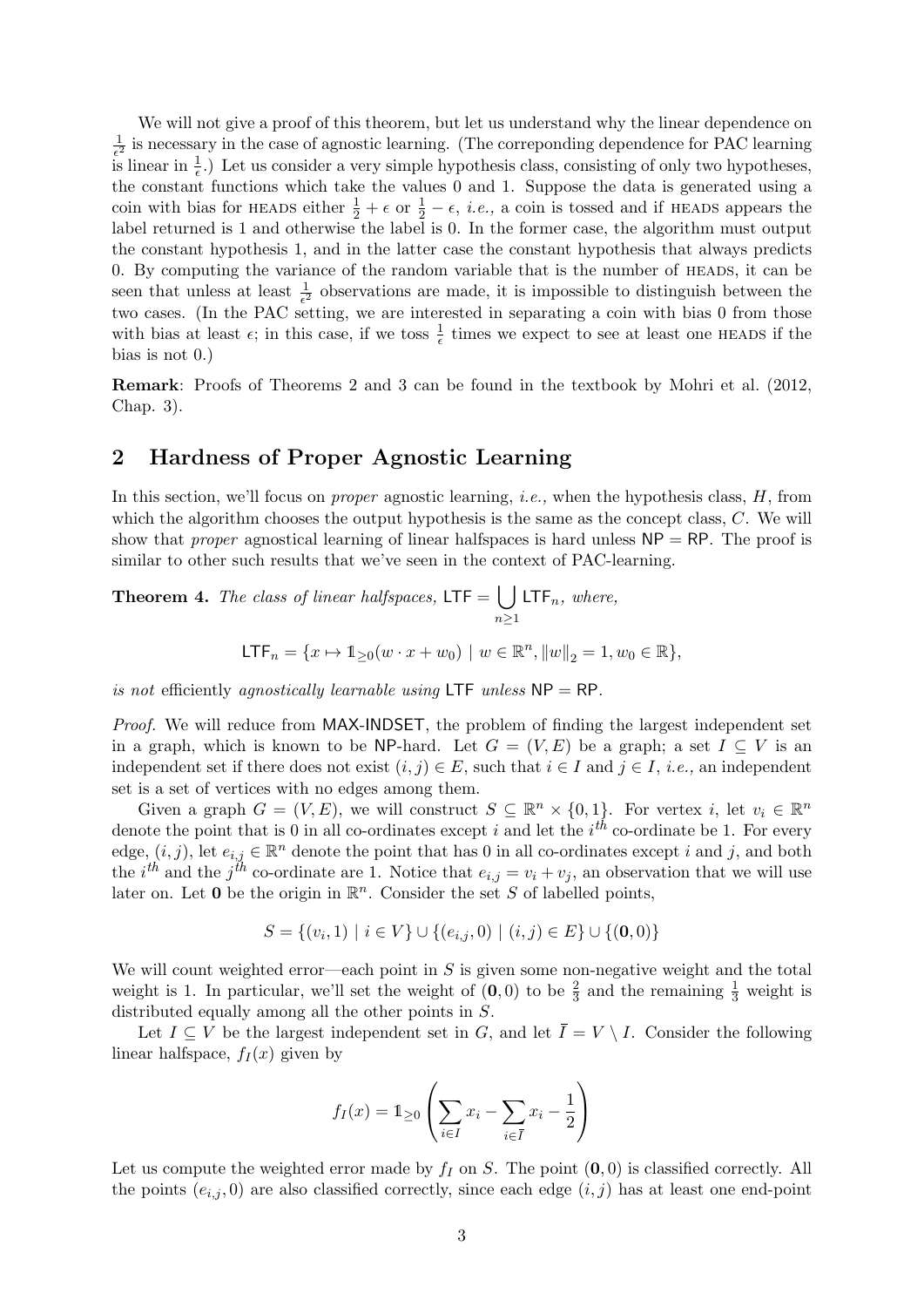We will not give a proof of this theorem, but let us understand why the linear dependence on $\frac{1}{\epsilon^2}$ is necessary in the case of agnostic learning. (The correponding dependence for PAC learning is linear in $\frac{1}{\epsilon}$.) Let us consider a very simple hypothesis class, consisting of only two hypotheses, the constant functions which take the values 0 and 1. Suppose the data is generated using a coin with bias for HEADS either $\frac{1}{2} + \epsilon$ or $\frac{1}{2} - \epsilon$, *i.e.,* a coin is tossed and if HEADS appears the label returned is 1 and otherwise the label is 0. In the former case, the algorithm must output the constant hypothesis 1, and in the latter case the constant hypothesis that always predicts 0. By computing the variance of the random variable that is the number of HEADS, it can be seen that unless at least $\frac{1}{\epsilon^2}$ observations are made, it is impossible to distinguish between the two cases. (In the PAC setting, we are interested in separating a coin with bias 0 from those with bias at least $\epsilon$; in this case, if we toss $\frac{1}{\epsilon}$ times we expect to see at least one HEADS if the bias is not 0.)

**Remark**: Proofs of Theorems 2 and 3 can be found in the textbook by Mohri et al. (2012, Chap. 3).

## 2 Hardness of Proper Agnostic Learning

In this section, we'll focus on *proper* agnostic learning, *i.e.,* when the hypothesis class, $H$, from which the algorithm chooses the output hypothesis is the same as the concept class, $C$. We will show that *proper* agnostical learning of linear halfspaces is hard unless $\mathsf{NP} = \mathsf{RP}$. The proof is similar to other such results that we've seen in the context of PAC-learning.

**Theorem 4.** *The class of linear halfspaces,* $\mathsf{LTF} = \bigcup_{n \geq 1} \mathsf{LTF}_n$*, where,*

$$\mathsf{LTF}_n = \{x \mapsto \mathbb{1}_{\geq 0}(w \cdot x + w_0) \mid w \in \mathbb{R}^n, \|w\|_2 = 1, w_0 \in \mathbb{R}\},$$

*is not* efficiently *agnostically learnable using* $\mathsf{LTF}$ *unless* $\mathsf{NP} = \mathsf{RP}$.

*Proof.* We will reduce from $\mathsf{MAX\text{-}INDSET}$, the problem of finding the largest independent set in a graph, which is known to be $\mathsf{NP}$-hard. Let $G = (V, E)$ be a graph; a set $I \subseteq V$ is an independent set if there does not exist $(i, j) \in E$, such that $i \in I$ and $j \in I$, *i.e.,* an independent set is a set of vertices with no edges among them.

Given a graph $G = (V, E)$, we will construct $S \subseteq \mathbb{R}^n \times \{0, 1\}$. For vertex $i$, let $v_i \in \mathbb{R}^n$ denote the point that is 0 in all co-ordinates except $i$ and let the $i^{th}$ co-ordinate be 1. For every edge, $(i, j)$, let $e_{i,j} \in \mathbb{R}^n$ denote the point that has 0 in all co-ordinates except $i$ and $j$, and both the $i^{th}$ and the $j^{th}$ co-ordinate are 1. Notice that $e_{i,j} = v_i + v_j$, an observation that we will use later on. Let $\mathbf{0}$ be the origin in $\mathbb{R}^n$. Consider the set $S$ of labelled points,

$$S = \{(v_i, 1) \mid i \in V\} \cup \{(e_{i,j}, 0) \mid (i, j) \in E\} \cup \{(\mathbf{0}, 0)\}$$

We will count weighted error—each point in $S$ is given some non-negative weight and the total weight is 1. In particular, we'll set the weight of $(\mathbf{0}, 0)$ to be $\frac{2}{3}$ and the remaining $\frac{1}{3}$ weight is distributed equally among all the other points in $S$.

Let $I \subseteq V$ be the largest independent set in $G$, and let $\bar{I} = V \setminus I$. Consider the following linear halfspace, $f_I(x)$ given by

$$f_I(x) = \mathbb{1}_{\geq 0}\left(\sum_{i \in I} x_i - \sum_{i \in \bar{I}} x_i - \frac{1}{2}\right)$$

Let us compute the weighted error made by $f_I$ on $S$. The point $(\mathbf{0}, 0)$ is classified correctly. All the points $(e_{i,j}, 0)$ are also classified correctly, since each edge $(i, j)$ has at least one end-point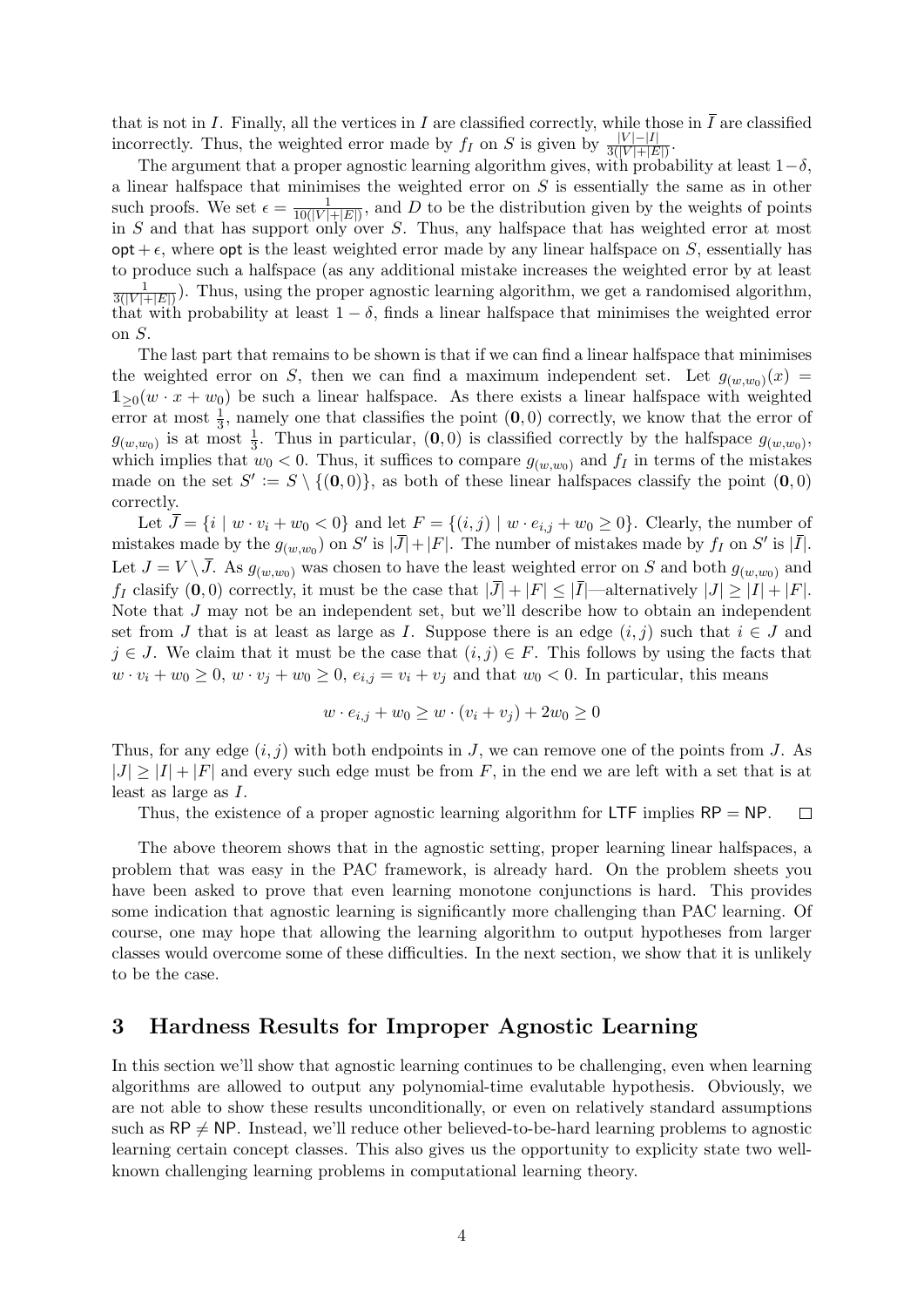that is not in $I$. Finally, all the vertices in $I$ are classified correctly, while those in $\overline{I}$ are classified incorrectly. Thus, the weighted error made by $f_I$ on $S$ is given by $\frac{|V|-|I|}{3(|V|+|E|)}$.

The argument that a proper agnostic learning algorithm gives, with probability at least $1-\delta$, a linear halfspace that minimises the weighted error on $S$ is essentially the same as in other such proofs. We set $\epsilon = \frac{1}{10(|V|+|E|)}$, and $D$ to be the distribution given by the weights of points in $S$ and that has support only over $S$. Thus, any halfspace that has weighted error at most $\mathsf{opt} + \epsilon$, where $\mathsf{opt}$ is the least weighted error made by any linear halfspace on $S$, essentially has to produce such a halfspace (as any additional mistake increases the weighted error by at least $\frac{1}{3(|V|+|E|)}$). Thus, using the proper agnostic learning algorithm, we get a randomised algorithm, that with probability at least $1-\delta$, finds a linear halfspace that minimises the weighted error on $S$.

The last part that remains to be shown is that if we can find a linear halfspace that minimises the weighted error on $S$, then we can find a maximum independent set. Let $g_{(w,w_0)}(x) = \mathbb{1}_{\geq 0}(w \cdot x + w_0)$ be such a linear halfspace. As there exists a linear halfspace with weighted error at most $\frac{1}{3}$, namely one that classifies the point $(\mathbf{0}, 0)$ correctly, we know that the error of $g_{(w,w_0)}$ is at most $\frac{1}{3}$. Thus in particular, $(\mathbf{0}, 0)$ is classified correctly by the halfspace $g_{(w,w_0)}$, which implies that $w_0 < 0$. Thus, it suffices to compare $g_{(w,w_0)}$ and $f_I$ in terms of the mistakes made on the set $S' := S \setminus \{(\mathbf{0}, 0)\}$, as both of these linear halfspaces classify the point $(\mathbf{0}, 0)$ correctly.

Let $\overline{J} = \{i \mid w \cdot v_i + w_0 < 0\}$ and let $F = \{(i,j) \mid w \cdot e_{i,j} + w_0 \geq 0\}$. Clearly, the number of mistakes made by the $g_{(w,w_0)}$ on $S'$ is $|\overline{J}| + |F|$. The number of mistakes made by $f_I$ on $S'$ is $|\bar{I}|$. Let $J = V \setminus \overline{J}$. As $g_{(w,w_0)}$ was chosen to have the least weighted error on $S$ and both $g_{(w,w_0)}$ and $f_I$ clasify $(\mathbf{0}, 0)$ correctly, it must be the case that $|\overline{J}| + |F| \leq |\bar{I}|$—alternatively $|J| \geq |I| + |F|$. Note that $J$ may not be an independent set, but we'll describe how to obtain an independent set from $J$ that is at least as large as $I$. Suppose there is an edge $(i,j)$ such that $i \in J$ and $j \in J$. We claim that it must be the case that $(i,j) \in F$. This follows by using the facts that $w \cdot v_i + w_0 \geq 0$, $w \cdot v_j + w_0 \geq 0$, $e_{i,j} = v_i + v_j$ and that $w_0 < 0$. In particular, this means

$$w \cdot e_{i,j} + w_0 \geq w \cdot (v_i + v_j) + 2w_0 \geq 0$$

Thus, for any edge $(i,j)$ with both endpoints in $J$, we can remove one of the points from $J$. As $|J| \geq |I| + |F|$ and every such edge must be from $F$, in the end we are left with a set that is at least as large as $I$.

Thus, the existence of a proper agnostic learning algorithm for $\mathsf{LTF}$ implies $\mathsf{RP} = \mathsf{NP}$. $\square$

The above theorem shows that in the agnostic setting, proper learning linear halfspaces, a problem that was easy in the PAC framework, is already hard. On the problem sheets you have been asked to prove that even learning monotone conjunctions is hard. This provides some indication that agnostic learning is significantly more challenging than PAC learning. Of course, one may hope that allowing the learning algorithm to output hypotheses from larger classes would overcome some of these difficulties. In the next section, we show that it is unlikely to be the case.

## 3 Hardness Results for Improper Agnostic Learning

In this section we'll show that agnostic learning continues to be challenging, even when learning algorithms are allowed to output any polynomial-time evalutable hypothesis. Obviously, we are not able to show these results unconditionally, or even on relatively standard assumptions such as $\mathsf{RP} \neq \mathsf{NP}$. Instead, we'll reduce other believed-to-be-hard learning problems to agnostic learning certain concept classes. This also gives us the opportunity to explicity state two well-known challenging learning problems in computational learning theory.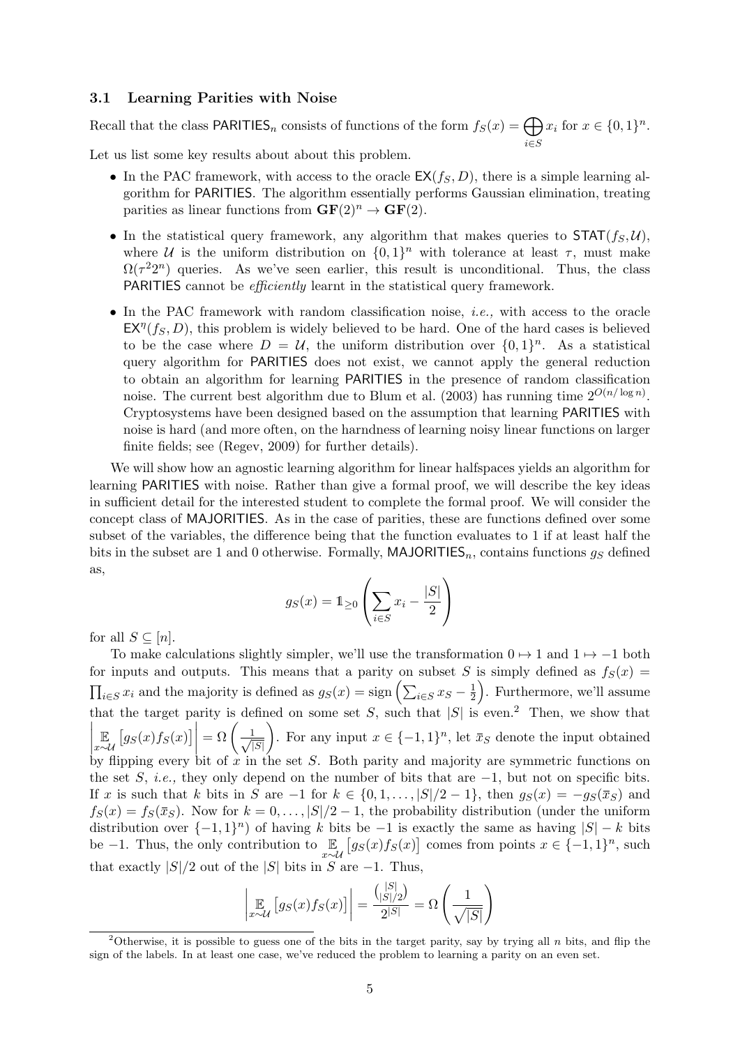### 3.1 Learning Parities with Noise

Recall that the class $\mathsf{PARITIES}_n$ consists of functions of the form $f_S(x) = \bigoplus_{i \in S} x_i$ for $x \in \{0,1\}^n$. Let us list some key results about about this problem.

- In the PAC framework, with access to the oracle $\mathsf{EX}(f_S, D)$, there is a simple learning algorithm for PARITIES. The algorithm essentially performs Gaussian elimination, treating parities as linear functions from $\mathbf{GF}(2)^n \to \mathbf{GF}(2)$.
- In the statistical query framework, any algorithm that makes queries to $\mathsf{STAT}(f_S, \mathcal{U})$, where $\mathcal{U}$ is the uniform distribution on $\{0,1\}^n$ with tolerance at least $\tau$, must make $\Omega(\tau^2 2^n)$ queries. As we've seen earlier, this result is unconditional. Thus, the class PARITIES cannot be *efficiently* learnt in the statistical query framework.
- In the PAC framework with random classification noise, *i.e.,* with access to the oracle $\mathsf{EX}^\eta(f_S, D)$, this problem is widely believed to be hard. One of the hard cases is believed to be the case where $D = \mathcal{U}$, the uniform distribution over $\{0,1\}^n$. As a statistical query algorithm for PARITIES does not exist, we cannot apply the general reduction to obtain an algorithm for learning PARITIES in the presence of random classification noise. The current best algorithm due to Blum et al. (2003) has running time $2^{O(n/\log n)}$. Cryptosystems have been designed based on the assumption that learning PARITIES with noise is hard (and more often, on the harndness of learning noisy linear functions on larger finite fields; see (Regev, 2009) for further details).

We will show how an agnostic learning algorithm for linear halfspaces yields an algorithm for learning PARITIES with noise. Rather than give a formal proof, we will describe the key ideas in sufficient detail for the interested student to complete the formal proof. We will consider the concept class of MAJORITIES. As in the case of parities, these are functions defined over some subset of the variables, the difference being that the function evaluates to 1 if at least half the bits in the subset are 1 and 0 otherwise. Formally, $\mathsf{MAJORITIES}_n$, contains functions $g_S$ defined as,

$$g_S(x) = \mathbb{1}_{\geq 0}\left(\sum_{i \in S} x_i - \frac{|S|}{2}\right)$$

for all $S \subseteq [n]$.

To make calculations slightly simpler, we'll use the transformation $0 \mapsto 1$ and $1 \mapsto -1$ both for inputs and outputs. This means that a parity on subset $S$ is simply defined as $f_S(x) = \prod_{i \in S} x_i$ and the majority is defined as $g_S(x) = \text{sign}\left(\sum_{i \in S} x_S - \frac{1}{2}\right)$. Furthermore, we'll assume that the target parity is defined on some set $S$, such that $|S|$ is even.[2] Then, we show that $\left|\mathbb{E}_{x \sim \mathcal{U}}\left[g_S(x) f_S(x)\right]\right| = \Omega\left(\frac{1}{\sqrt{|S|}}\right)$. For any input $x \in \{-1,1\}^n$, let $\overline{x}_S$ denote the input obtained by flipping every bit of $x$ in the set $S$. Both parity and majority are symmetric functions on the set $S$, *i.e.,* they only depend on the number of bits that are $-1$, but not on specific bits. If $x$ is such that $k$ bits in $S$ are $-1$ for $k \in \{0, 1, \ldots, |S|/2 - 1\}$, then $g_S(x) = -g_S(\overline{x}_S)$ and $f_S(x) = f_S(\overline{x}_S)$. Now for $k = 0, \ldots, |S|/2 - 1$, the probability distribution (under the uniform distribution over $\{-1,1\}^n$) of having $k$ bits be $-1$ is exactly the same as having $|S| - k$ bits be $-1$. Thus, the only contribution to $\mathbb{E}_{x \sim \mathcal{U}}\left[g_S(x) f_S(x)\right]$ comes from points $x \in \{-1,1\}^n$, such that exactly $|S|/2$ out of the $|S|$ bits in $S$ are $-1$. Thus,

$$\left|\mathbb{E}_{x \sim \mathcal{U}}\left[g_S(x) f_S(x)\right]\right| = \frac{\binom{|S|}{|S|/2}}{2^{|S|}} = \Omega\left(\frac{1}{\sqrt{|S|}}\right)$$

[2] Otherwise, it is possible to guess one of the bits in the target parity, say by trying all $n$ bits, and flip the sign of the labels. In at least one case, we've reduced the problem to learning a parity on an even set.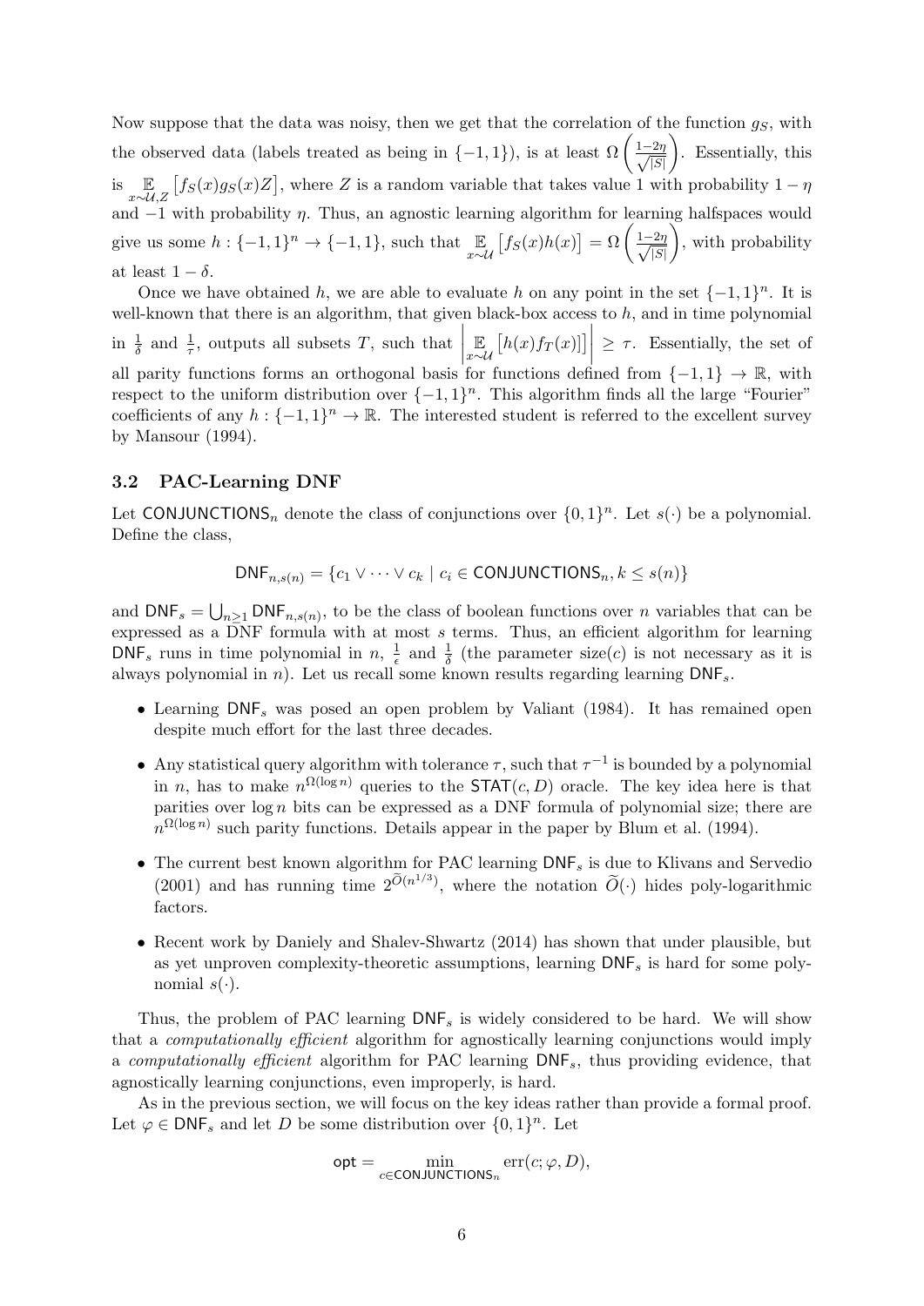Now suppose that the data was noisy, then we get that the correlation of the function $g_S$, with the observed data (labels treated as being in $\{-1, 1\}$), is at least $\Omega\left(\frac{1-2\eta}{\sqrt{|S|}}\right)$. Essentially, this is $\mathop{\mathbb{E}}_{x \sim \mathcal{U}, Z}\left[f_S(x) g_S(x) Z\right]$, where $Z$ is a random variable that takes value 1 with probability $1 - \eta$ and $-1$ with probability $\eta$. Thus, an agnostic learning algorithm for learning halfspaces would give us some $h : \{-1, 1\}^n \to \{-1, 1\}$, such that $\mathop{\mathbb{E}}_{x \sim \mathcal{U}}\left[f_S(x) h(x)\right] = \Omega\left(\frac{1-2\eta}{\sqrt{|S|}}\right)$, with probability at least $1 - \delta$.

Once we have obtained $h$, we are able to evaluate $h$ on any point in the set $\{-1, 1\}^n$. It is well-known that there is an algorithm, that given black-box access to $h$, and in time polynomial in $\frac{1}{\delta}$ and $\frac{1}{\tau}$, outputs all subsets $T$, such that $\left|\mathop{\mathbb{E}}_{x \sim \mathcal{U}}\left[h(x) f_T(x)\right]\right| \geq \tau$. Essentially, the set of all parity functions forms an orthogonal basis for functions defined from $\{-1, 1\} \to \mathbb{R}$, with respect to the uniform distribution over $\{-1, 1\}^n$. This algorithm finds all the large "Fourier" coefficients of any $h : \{-1, 1\}^n \to \mathbb{R}$. The interested student is referred to the excellent survey by Mansour (1994).

### 3.2 PAC-Learning DNF

Let $\mathsf{CONJUNCTIONS}_n$ denote the class of conjunctions over $\{0, 1\}^n$. Let $s(\cdot)$ be a polynomial. Define the class,

$$\mathsf{DNF}_{n,s(n)} = \{c_1 \vee \cdots \vee c_k \mid c_i \in \mathsf{CONJUNCTIONS}_n, k \leq s(n)\}$$

and $\mathsf{DNF}_s = \bigcup_{n \geq 1} \mathsf{DNF}_{n,s(n)}$, to be the class of boolean functions over $n$ variables that can be expressed as a DNF formula with at most $s$ terms. Thus, an efficient algorithm for learning $\mathsf{DNF}_s$ runs in time polynomial in $n$, $\frac{1}{\epsilon}$ and $\frac{1}{\delta}$ (the parameter size$(c)$ is not necessary as it is always polynomial in $n$). Let us recall some known results regarding learning $\mathsf{DNF}_s$.

- Learning $\mathsf{DNF}_s$ was posed an open problem by Valiant (1984). It has remained open despite much effort for the last three decades.
- Any statistical query algorithm with tolerance $\tau$, such that $\tau^{-1}$ is bounded by a polynomial in $n$, has to make $n^{\Omega(\log n)}$ queries to the $\mathsf{STAT}(c, D)$ oracle. The key idea here is that parities over $\log n$ bits can be expressed as a DNF formula of polynomial size; there are $n^{\Omega(\log n)}$ such parity functions. Details appear in the paper by Blum et al. (1994).
- The current best known algorithm for PAC learning $\mathsf{DNF}_s$ is due to Klivans and Servedio (2001) and has running time $2^{\widetilde{O}(n^{1/3})}$, where the notation $\widetilde{O}(\cdot)$ hides poly-logarithmic factors.
- Recent work by Daniely and Shalev-Shwartz (2014) has shown that under plausible, but as yet unproven complexity-theoretic assumptions, learning $\mathsf{DNF}_s$ is hard for some polynomial $s(\cdot)$.

Thus, the problem of PAC learning $\mathsf{DNF}_s$ is widely considered to be hard. We will show that a *computationally efficient* algorithm for agnostically learning conjunctions would imply a *computationally efficient* algorithm for PAC learning $\mathsf{DNF}_s$, thus providing evidence, that agnostically learning conjunctions, even improperly, is hard.

As in the previous section, we will focus on the key ideas rather than provide a formal proof. Let $\varphi \in \mathsf{DNF}_s$ and let $D$ be some distribution over $\{0, 1\}^n$. Let

$$\mathsf{opt} = \min_{c \in \mathsf{CONJUNCTIONS}_n} \mathrm{err}(c; \varphi, D),$$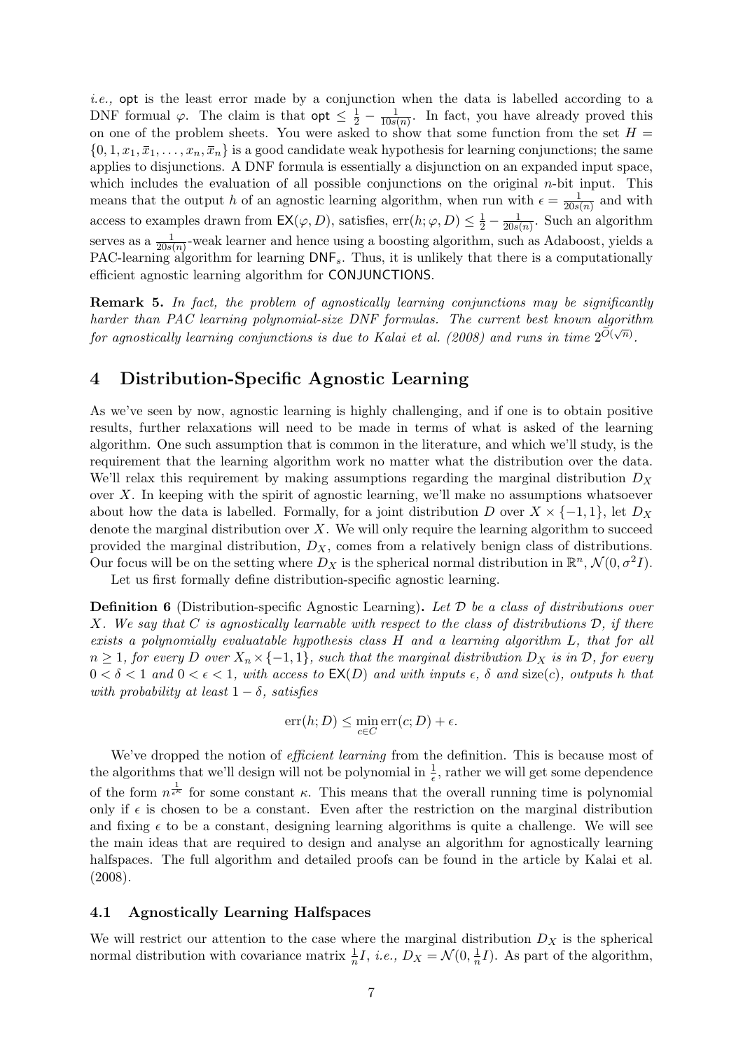*i.e.,* opt is the least error made by a conjunction when the data is labelled according to a DNF formual $\varphi$. The claim is that $\mathsf{opt} \leq \frac{1}{2} - \frac{1}{10s(n)}$. In fact, you have already proved this on one of the problem sheets. You were asked to show that some function from the set $H = \{0, 1, x_1, \bar{x}_1, \ldots, x_n, \bar{x}_n\}$ is a good candidate weak hypothesis for learning conjunctions; the same applies to disjunctions. A DNF formula is essentially a disjunction on an expanded input space, which includes the evaluation of all possible conjunctions on the original $n$-bit input. This means that the output $h$ of an agnostic learning algorithm, when run with $\epsilon = \frac{1}{20s(n)}$ and with access to examples drawn from $\mathsf{EX}(\varphi, D)$, satisfies, $\mathrm{err}(h; \varphi, D) \leq \frac{1}{2} - \frac{1}{20s(n)}$. Such an algorithm serves as a $\frac{1}{20s(n)}$-weak learner and hence using a boosting algorithm, such as Adaboost, yields a PAC-learning algorithm for learning $\mathsf{DNF}_s$. Thus, it is unlikely that there is a computationally efficient agnostic learning algorithm for CONJUNCTIONS.

**Remark 5.** *In fact, the problem of agnostically learning conjunctions may be significantly harder than PAC learning polynomial-size DNF formulas. The current best known algorithm for agnostically learning conjunctions is due to Kalai et al. (2008) and runs in time* $2^{\tilde{O}(\sqrt{n})}$.

# 4 Distribution-Specific Agnostic Learning

As we've seen by now, agnostic learning is highly challenging, and if one is to obtain positive results, further relaxations will need to be made in terms of what is asked of the learning algorithm. One such assumption that is common in the literature, and which we'll study, is the requirement that the learning algorithm work no matter what the distribution over the data. We'll relax this requirement by making assumptions regarding the marginal distribution $D_X$ over $X$. In keeping with the spirit of agnostic learning, we'll make no assumptions whatsoever about how the data is labelled. Formally, for a joint distribution $D$ over $X \times \{-1, 1\}$, let $D_X$ denote the marginal distribution over $X$. We will only require the learning algorithm to succeed provided the marginal distribution, $D_X$, comes from a relatively benign class of distributions. Our focus will be on the setting where $D_X$ is the spherical normal distribution in $\mathbb{R}^n$, $\mathcal{N}(0, \sigma^2 I)$.

Let us first formally define distribution-specific agnostic learning.

**Definition 6** (Distribution-specific Agnostic Learning)**.** *Let $\mathcal{D}$ be a class of distributions over $X$. We say that $C$ is agnostically learnable with respect to the class of distributions $\mathcal{D}$, if there exists a polynomially evaluatable hypothesis class $H$ and a learning algorithm $L$, that for all $n \geq 1$, for every $D$ over $X_n \times \{-1, 1\}$, such that the marginal distribution $D_X$ is in $\mathcal{D}$, for every $0 < \delta < 1$ and $0 < \epsilon < 1$, with access to $\mathsf{EX}(D)$ and with inputs $\epsilon$, $\delta$ and $\mathrm{size}(c)$, outputs $h$ that with probability at least $1 - \delta$, satisfies*

$$\mathrm{err}(h; D) \leq \min_{c \in C} \mathrm{err}(c; D) + \epsilon.$$

We've dropped the notion of *efficient learning* from the definition. This is because most of the algorithms that we'll design will not be polynomial in $\frac{1}{\epsilon}$, rather we will get some dependence of the form $n^{\frac{1}{\epsilon^\kappa}}$ for some constant $\kappa$. This means that the overall running time is polynomial only if $\epsilon$ is chosen to be a constant. Even after the restriction on the marginal distribution and fixing $\epsilon$ to be a constant, designing learning algorithms is quite a challenge. We will see the main ideas that are required to design and analyse an algorithm for agnostically learning halfspaces. The full algorithm and detailed proofs can be found in the article by Kalai et al. (2008).

## 4.1 Agnostically Learning Halfspaces

We will restrict our attention to the case where the marginal distribution $D_X$ is the spherical normal distribution with covariance matrix $\frac{1}{n}I$, *i.e.,* $D_X = \mathcal{N}(0, \frac{1}{n}I)$. As part of the algorithm,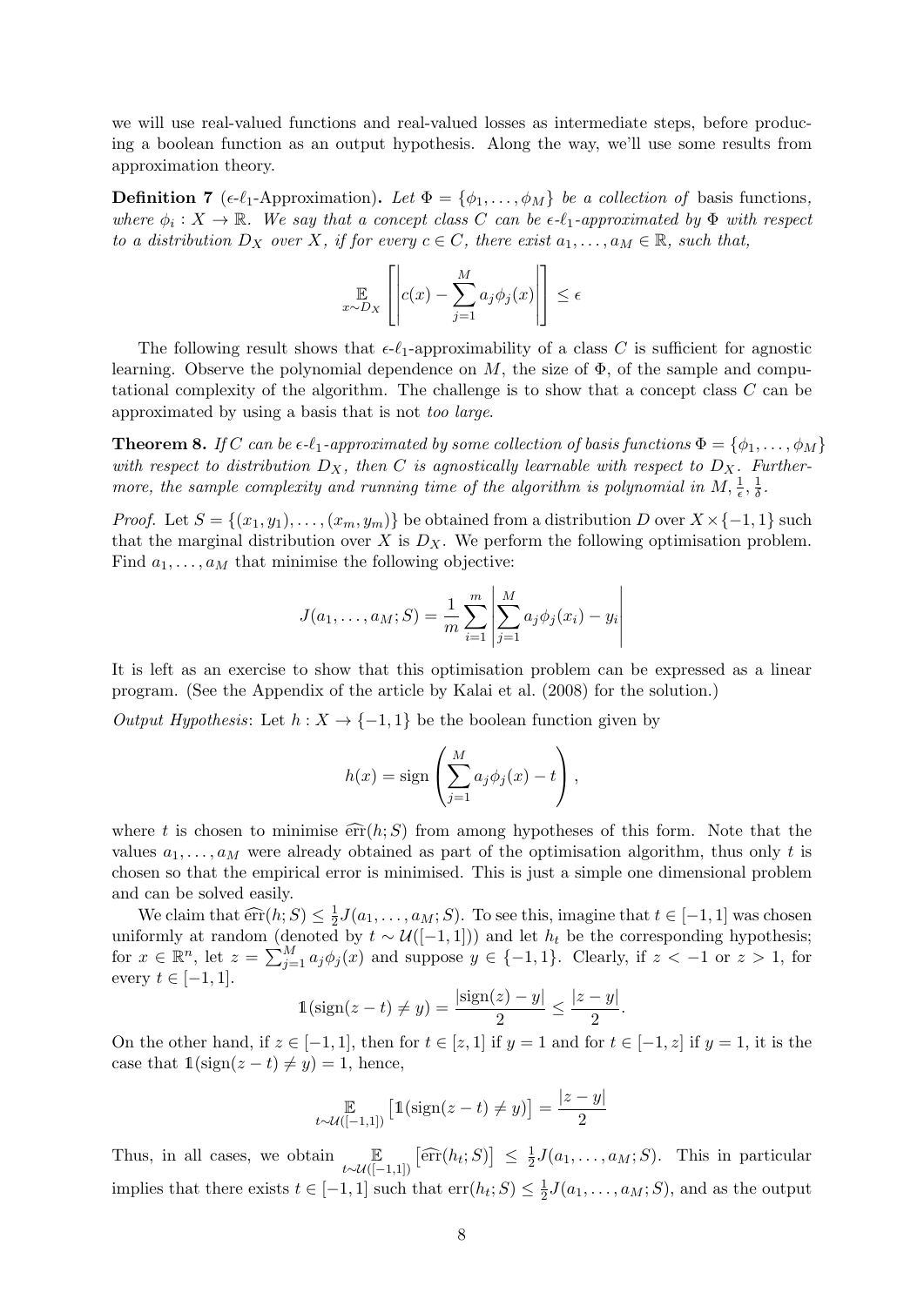we will use real-valued functions and real-valued losses as intermediate steps, before producing a boolean function as an output hypothesis. Along the way, we'll use some results from approximation theory.

**Definition 7** ($\epsilon$-$\ell_1$-Approximation). *Let $\Phi = \{\phi_1, \ldots, \phi_M\}$ be a collection of* basis functions*, where $\phi_i : X \to \mathbb{R}$. We say that a concept class $C$ can be $\epsilon$-$\ell_1$-approximated by $\Phi$ with respect to a distribution $D_X$ over $X$, if for every $c \in C$, there exist $a_1, \ldots, a_M \in \mathbb{R}$, such that,*

$$\mathop{\mathbb{E}}_{x \sim D_X}\left[\left|c(x) - \sum_{j=1}^{M} a_j \phi_j(x)\right|\right] \leq \epsilon$$

The following result shows that $\epsilon$-$\ell_1$-approximability of a class $C$ is sufficient for agnostic learning. Observe the polynomial dependence on $M$, the size of $\Phi$, of the sample and computational complexity of the algorithm. The challenge is to show that a concept class $C$ can be approximated by using a basis that is not *too large*.

**Theorem 8.** *If $C$ can be $\epsilon$-$\ell_1$-approximated by some collection of basis functions $\Phi = \{\phi_1, \ldots, \phi_M\}$ with respect to distribution $D_X$, then $C$ is agnostically learnable with respect to $D_X$. Furthermore, the sample complexity and running time of the algorithm is polynomial in $M, \frac{1}{\epsilon}, \frac{1}{\delta}$.*

*Proof.* Let $S = \{(x_1, y_1), \ldots, (x_m, y_m)\}$ be obtained from a distribution $D$ over $X \times \{-1, 1\}$ such that the marginal distribution over $X$ is $D_X$. We perform the following optimisation problem. Find $a_1, \ldots, a_M$ that minimise the following objective:

$$J(a_1, \ldots, a_M; S) = \frac{1}{m} \sum_{i=1}^{m} \left| \sum_{j=1}^{M} a_j \phi_j(x_i) - y_i \right|$$

It is left as an exercise to show that this optimisation problem can be expressed as a linear program. (See the Appendix of the article by Kalai et al. (2008) for the solution.)

*Output Hypothesis*: Let $h : X \to \{-1, 1\}$ be the boolean function given by

$$h(x) = \text{sign}\left(\sum_{j=1}^{M} a_j \phi_j(x) - t\right),$$

where $t$ is chosen to minimise $\widehat{\text{err}}(h; S)$ from among hypotheses of this form. Note that the values $a_1, \ldots, a_M$ were already obtained as part of the optimisation algorithm, thus only $t$ is chosen so that the empirical error is minimised. This is just a simple one dimensional problem and can be solved easily.

We claim that $\widehat{\text{err}}(h; S) \leq \frac{1}{2} J(a_1, \ldots, a_M; S)$. To see this, imagine that $t \in [-1, 1]$ was chosen uniformly at random (denoted by $t \sim \mathcal{U}([-1, 1])$) and let $h_t$ be the corresponding hypothesis; for $x \in \mathbb{R}^n$, let $z = \sum_{j=1}^{M} a_j \phi_j(x)$ and suppose $y \in \{-1, 1\}$. Clearly, if $z < -1$ or $z > 1$, for every $t \in [-1, 1]$.

$$\mathbb{1}(\text{sign}(z - t) \neq y) = \frac{|\text{sign}(z) - y|}{2} \leq \frac{|z - y|}{2}.$$

On the other hand, if $z \in [-1, 1]$, then for $t \in [z, 1]$ if $y = 1$ and for $t \in [-1, z]$ if $y = 1$, it is the case that $\mathbb{1}(\text{sign}(z - t) \neq y) = 1$, hence,

$$\mathop{\mathbb{E}}_{t \sim \mathcal{U}([-1,1])}\left[\mathbb{1}(\text{sign}(z - t) \neq y)\right] = \frac{|z - y|}{2}$$

Thus, in all cases, we obtain $\mathop{\mathbb{E}}_{t \sim \mathcal{U}([-1,1])}\left[\widehat{\text{err}}(h_t; S)\right] \leq \frac{1}{2} J(a_1, \ldots, a_M; S)$. This in particular implies that there exists $t \in [-1, 1]$ such that $\text{err}(h_t; S) \leq \frac{1}{2} J(a_1, \ldots, a_M; S)$, and as the output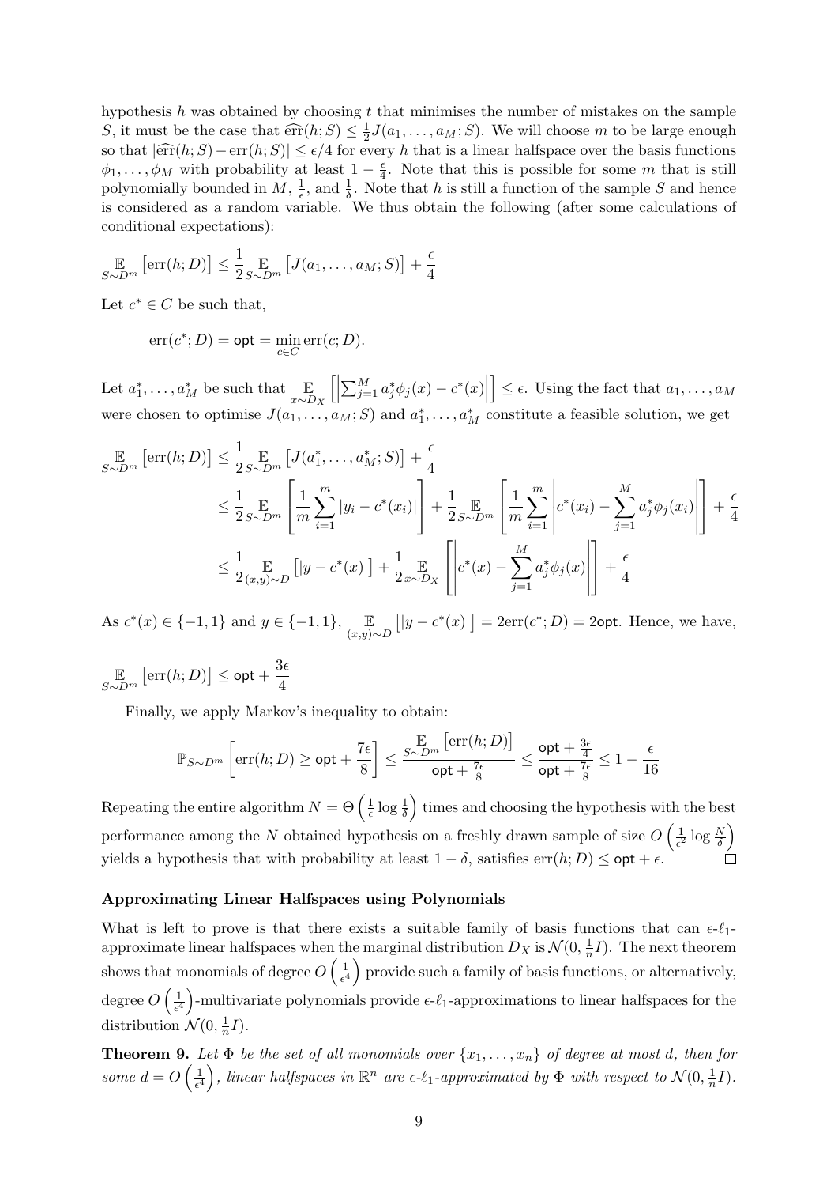hypothesis $h$ was obtained by choosing $t$ that minimises the number of mistakes on the sample $S$, it must be the case that $\widehat{\text{err}}(h;S) \leq \frac{1}{2}J(a_1,\ldots,a_M;S)$. We will choose $m$ to be large enough so that $|\widehat{\text{err}}(h;S) - \text{err}(h;S)| \leq \epsilon/4$ for every $h$ that is a linear halfspace over the basis functions $\phi_1,\ldots,\phi_M$ with probability at least $1-\frac{\epsilon}{4}$. Note that this is possible for some $m$ that is still polynomially bounded in $M$, $\frac{1}{\epsilon}$, and $\frac{1}{\delta}$. Note that $h$ is still a function of the sample $S$ and hence is considered as a random variable. We thus obtain the following (after some calculations of conditional expectations):

$$\mathop{\mathbb{E}}_{S\sim D^m}\left[\text{err}(h;D)\right] \leq \frac{1}{2}\mathop{\mathbb{E}}_{S\sim D^m}\left[J(a_1,\ldots,a_M;S)\right] + \frac{\epsilon}{4}$$

Let $c^* \in C$ be such that,

$$\text{err}(c^*;D) = \mathsf{opt} = \min_{c\in C}\text{err}(c;D).$$

Let $a_1^*,\ldots,a_M^*$ be such that $\mathop{\mathbb{E}}_{x\sim D_X}\left[\left|\sum_{j=1}^M a_j^*\phi_j(x) - c^*(x)\right|\right] \leq \epsilon$. Using the fact that $a_1,\ldots,a_M$ were chosen to optimise $J(a_1,\ldots,a_M;S)$ and $a_1^*,\ldots,a_M^*$ constitute a feasible solution, we get

$$\begin{aligned}
\mathop{\mathbb{E}}_{S\sim D^m}\left[\text{err}(h;D)\right] &\leq \frac{1}{2}\mathop{\mathbb{E}}_{S\sim D^m}\left[J(a_1^*,\ldots,a_M^*;S)\right] + \frac{\epsilon}{4} \\
&\leq \frac{1}{2}\mathop{\mathbb{E}}_{S\sim D^m}\left[\frac{1}{m}\sum_{i=1}^m |y_i - c^*(x_i)|\right] + \frac{1}{2}\mathop{\mathbb{E}}_{S\sim D^m}\left[\frac{1}{m}\sum_{i=1}^m\left|c^*(x_i) - \sum_{j=1}^M a_j^*\phi_j(x_i)\right|\right] + \frac{\epsilon}{4} \\
&\leq \frac{1}{2}\mathop{\mathbb{E}}_{(x,y)\sim D}\left[|y - c^*(x)|\right] + \frac{1}{2}\mathop{\mathbb{E}}_{x\sim D_X}\left[\left|c^*(x) - \sum_{j=1}^M a_j^*\phi_j(x)\right|\right] + \frac{\epsilon}{4}
\end{aligned}$$

As $c^*(x) \in \{-1,1\}$ and $y \in \{-1,1\}$, $\mathop{\mathbb{E}}_{(x,y)\sim D}\left[|y - c^*(x)|\right] = 2\text{err}(c^*;D) = 2\mathsf{opt}$. Hence, we have,

$$\mathop{\mathbb{E}}_{S\sim D^m}\left[\text{err}(h;D)\right] \leq \mathsf{opt} + \frac{3\epsilon}{4}$$

Finally, we apply Markov's inequality to obtain:

$$\mathbb{P}_{S\sim D^m}\left[\text{err}(h;D) \geq \mathsf{opt} + \frac{7\epsilon}{8}\right] \leq \frac{\mathop{\mathbb{E}}_{S\sim D^m}\left[\text{err}(h;D)\right]}{\mathsf{opt} + \frac{7\epsilon}{8}} \leq \frac{\mathsf{opt} + \frac{3\epsilon}{4}}{\mathsf{opt} + \frac{7\epsilon}{8}} \leq 1 - \frac{\epsilon}{16}$$

Repeating the entire algorithm $N = \Theta\left(\frac{1}{\epsilon}\log\frac{1}{\delta}\right)$ times and choosing the hypothesis with the best performance among the $N$ obtained hypothesis on a freshly drawn sample of size $O\left(\frac{1}{\epsilon^2}\log\frac{N}{\delta}\right)$ yields a hypothesis that with probability at least $1-\delta$, satisfies $\text{err}(h;D) \leq \mathsf{opt} + \epsilon$. □

**Approximating Linear Halfspaces using Polynomials**

What is left to prove is that there exists a suitable family of basis functions that can $\epsilon$-$\ell_1$-approximate linear halfspaces when the marginal distribution $D_X$ is $\mathcal{N}(0,\frac{1}{n}I)$. The next theorem shows that monomials of degree $O\left(\frac{1}{\epsilon^4}\right)$ provide such a family of basis functions, or alternatively, degree $O\left(\frac{1}{\epsilon^4}\right)$-multivariate polynomials provide $\epsilon$-$\ell_1$-approximations to linear halfspaces for the distribution $\mathcal{N}(0,\frac{1}{n}I)$.

**Theorem 9.** *Let $\Phi$ be the set of all monomials over $\{x_1,\ldots,x_n\}$ of degree at most $d$, then for some $d = O\left(\frac{1}{\epsilon^4}\right)$, linear halfspaces in $\mathbb{R}^n$ are $\epsilon$-$\ell_1$-approximated by $\Phi$ with respect to $\mathcal{N}(0,\frac{1}{n}I)$.*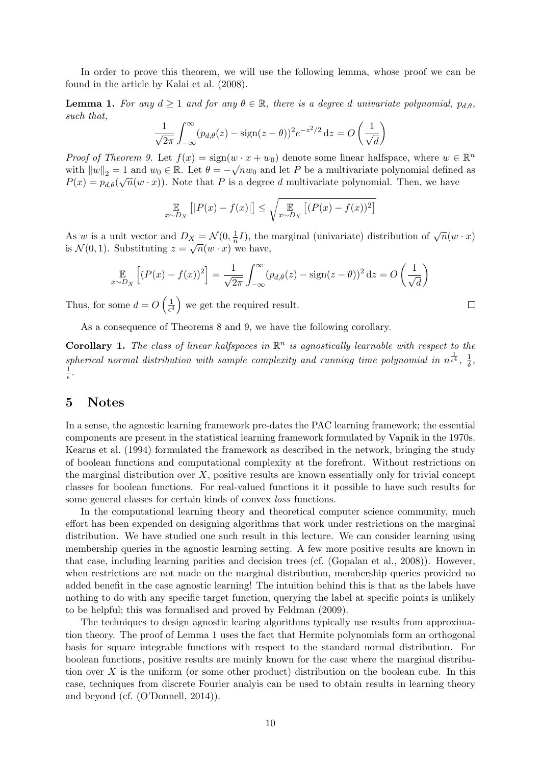In order to prove this theorem, we will use the following lemma, whose proof we can be found in the article by Kalai et al. (2008).

**Lemma 1.** *For any $d \geq 1$ and for any $\theta \in \mathbb{R}$, there is a degree $d$ univariate polynomial, $p_{d,\theta}$, such that,*

$$\frac{1}{\sqrt{2\pi}} \int_{-\infty}^{\infty} (p_{d,\theta}(z) - \operatorname{sign}(z - \theta))^2 e^{-z^2/2} \, \mathrm{d}z = O\left(\frac{1}{\sqrt{d}}\right)$$

*Proof of Theorem 9.* Let $f(x) = \operatorname{sign}(w \cdot x + w_0)$ denote some linear halfspace, where $w \in \mathbb{R}^n$ with $\|w\|_2 = 1$ and $w_0 \in \mathbb{R}$. Let $\theta = -\sqrt{n} w_0$ and let $P$ be a multivariate polynomial defined as $P(x) = p_{d,\theta}(\sqrt{n}(w \cdot x))$. Note that $P$ is a degree $d$ multivariate polynomial. Then, we have

$$\mathop{\mathbb{E}}_{x \sim D_X} \left[ |P(x) - f(x)| \right] \leq \sqrt{\mathop{\mathbb{E}}_{x \sim D_X} \left[ (P(x) - f(x))^2 \right]}$$

As $w$ is a unit vector and $D_X = \mathcal{N}(0, \frac{1}{n} I)$, the marginal (univariate) distribution of $\sqrt{n}(w \cdot x)$ is $\mathcal{N}(0, 1)$. Substituting $z = \sqrt{n}(w \cdot x)$ we have,

$$\mathop{\mathbb{E}}_{x \sim D_X} \left[ (P(x) - f(x))^2 \right] = \frac{1}{\sqrt{2\pi}} \int_{-\infty}^{\infty} (p_{d,\theta}(z) - \operatorname{sign}(z - \theta))^2 \, \mathrm{d}z = O\left(\frac{1}{\sqrt{d}}\right)$$

Thus, for some $d = O\left(\frac{1}{\epsilon^4}\right)$ we get the required result. □

As a consequence of Theorems 8 and 9, we have the following corollary.

**Corollary 1.** *The class of linear halfspaces in $\mathbb{R}^n$ is agnostically learnable with respect to the spherical normal distribution with sample complexity and running time polynomial in $n^{\frac{1}{\epsilon^4}}$, $\frac{1}{\delta}$, $\frac{1}{\epsilon}$.*

## 5 Notes

In a sense, the agnostic learning framework pre-dates the PAC learning framework; the essential components are present in the statistical learning framework formulated by Vapnik in the 1970s. Kearns et al. (1994) formulated the framework as described in the network, bringing the study of boolean functions and computational complexity at the forefront. Without restrictions on the marginal distribution over $X$, positive results are known essentially only for trivial concept classes for boolean functions. For real-valued functions it it possible to have such results for some general classes for certain kinds of convex *loss* functions.

In the computational learning theory and theoretical computer science community, much effort has been expended on designing algorithms that work under restrictions on the marginal distribution. We have studied one such result in this lecture. We can consider learning using membership queries in the agnostic learning setting. A few more positive results are known in that case, including learning parities and decision trees (cf. (Gopalan et al., 2008)). However, when restrictions are not made on the marginal distribution, membership queries provided no added benefit in the case agnostic learning! The intuition behind this is that as the labels have nothing to do with any specific target function, querying the label at specific points is unlikely to be helpful; this was formalised and proved by Feldman (2009).

The techniques to design agnostic learing algorithms typically use results from approximation theory. The proof of Lemma 1 uses the fact that Hermite polynomials form an orthogonal basis for square integrable functions with respect to the standard normal distribution. For boolean functions, positive results are mainly known for the case where the marginal distribution over $X$ is the uniform (or some other product) distribution on the boolean cube. In this case, techniques from discrete Fourier analyis can be used to obtain results in learning theory and beyond (cf. (O'Donnell, 2014)).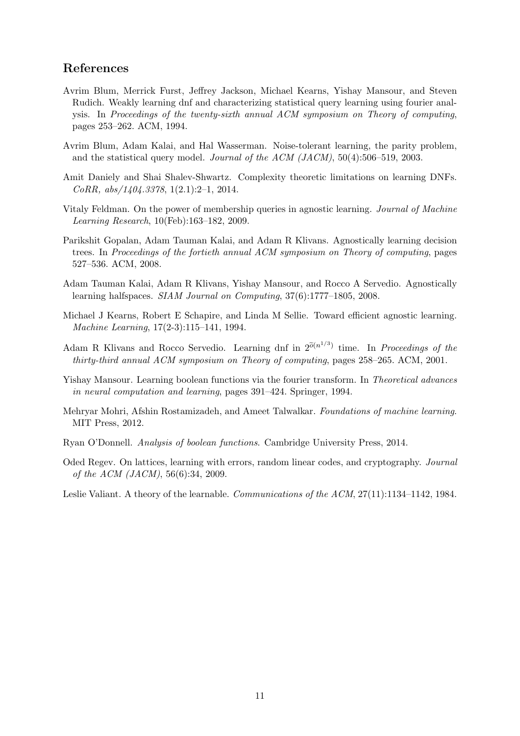## References

Avrim Blum, Merrick Furst, Jeffrey Jackson, Michael Kearns, Yishay Mansour, and Steven Rudich. Weakly learning dnf and characterizing statistical query learning using fourier analysis. In *Proceedings of the twenty-sixth annual ACM symposium on Theory of computing*, pages 253–262. ACM, 1994.

Avrim Blum, Adam Kalai, and Hal Wasserman. Noise-tolerant learning, the parity problem, and the statistical query model. *Journal of the ACM (JACM)*, 50(4):506–519, 2003.

Amit Daniely and Shai Shalev-Shwartz. Complexity theoretic limitations on learning DNFs. *CoRR, abs/1404.3378*, 1(2.1):2–1, 2014.

Vitaly Feldman. On the power of membership queries in agnostic learning. *Journal of Machine Learning Research*, 10(Feb):163–182, 2009.

Parikshit Gopalan, Adam Tauman Kalai, and Adam R Klivans. Agnostically learning decision trees. In *Proceedings of the fortieth annual ACM symposium on Theory of computing*, pages 527–536. ACM, 2008.

Adam Tauman Kalai, Adam R Klivans, Yishay Mansour, and Rocco A Servedio. Agnostically learning halfspaces. *SIAM Journal on Computing*, 37(6):1777–1805, 2008.

Michael J Kearns, Robert E Schapire, and Linda M Sellie. Toward efficient agnostic learning. *Machine Learning*, 17(2-3):115–141, 1994.

Adam R Klivans and Rocco Servedio. Learning dnf in $2^{\tilde{o}(n^{1/3})}$ time. In *Proceedings of the thirty-third annual ACM symposium on Theory of computing*, pages 258–265. ACM, 2001.

Yishay Mansour. Learning boolean functions via the fourier transform. In *Theoretical advances in neural computation and learning*, pages 391–424. Springer, 1994.

Mehryar Mohri, Afshin Rostamizadeh, and Ameet Talwalkar. *Foundations of machine learning*. MIT Press, 2012.

Ryan O'Donnell. *Analysis of boolean functions*. Cambridge University Press, 2014.

Oded Regev. On lattices, learning with errors, random linear codes, and cryptography. *Journal of the ACM (JACM)*, 56(6):34, 2009.

Leslie Valiant. A theory of the learnable. *Communications of the ACM*, 27(11):1134–1142, 1984.